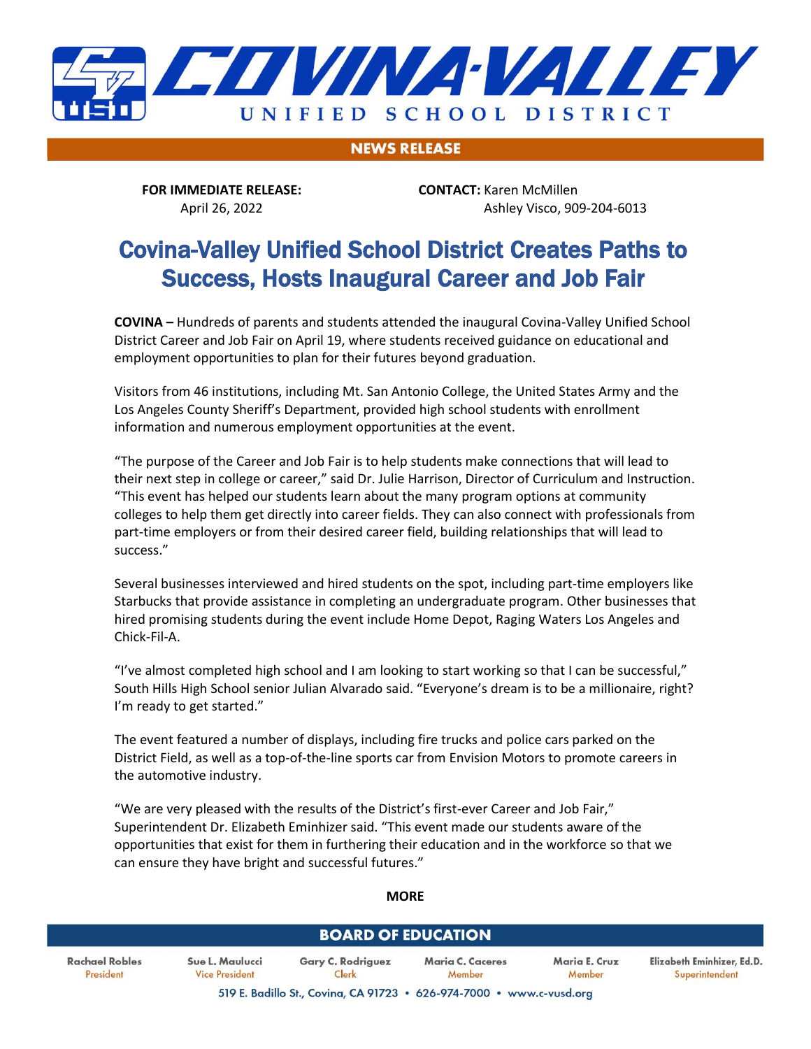# COVINA-VALLEY UNIFIED SCHOOL DISTRICT

**NEWS RELEASE**

**FOR IMMEDIATE RELEASE:**
April 26, 2022

**CONTACT:** Karen McMillen
Ashley Visco, 909-204-6013

## Covina-Valley Unified School District Creates Paths to Success, Hosts Inaugural Career and Job Fair

**COVINA –** Hundreds of parents and students attended the inaugural Covina-Valley Unified School District Career and Job Fair on April 19, where students received guidance on educational and employment opportunities to plan for their futures beyond graduation.

Visitors from 46 institutions, including Mt. San Antonio College, the United States Army and the Los Angeles County Sheriff's Department, provided high school students with enrollment information and numerous employment opportunities at the event.

"The purpose of the Career and Job Fair is to help students make connections that will lead to their next step in college or career," said Dr. Julie Harrison, Director of Curriculum and Instruction. "This event has helped our students learn about the many program options at community colleges to help them get directly into career fields. They can also connect with professionals from part-time employers or from their desired career field, building relationships that will lead to success."

Several businesses interviewed and hired students on the spot, including part-time employers like Starbucks that provide assistance in completing an undergraduate program. Other businesses that hired promising students during the event include Home Depot, Raging Waters Los Angeles and Chick-Fil-A.

"I've almost completed high school and I am looking to start working so that I can be successful," South Hills High School senior Julian Alvarado said. "Everyone's dream is to be a millionaire, right? I'm ready to get started."

The event featured a number of displays, including fire trucks and police cars parked on the District Field, as well as a top-of-the-line sports car from Envision Motors to promote careers in the automotive industry.

"We are very pleased with the results of the District's first-ever Career and Job Fair," Superintendent Dr. Elizabeth Eminhizer said. "This event made our students aware of the opportunities that exist for them in furthering their education and in the workforce so that we can ensure they have bright and successful futures."

**MORE**

**BOARD OF EDUCATION**

Rachael Robles, President · Sue L. Maulucci, Vice President · Gary C. Rodriguez, Clerk · Maria C. Caceres, Member · Maria E. Cruz, Member · Elizabeth Eminhizer, Ed.D., Superintendent

519 E. Badillo St., Covina, CA 91723 • 626-974-7000 • www.c-vusd.org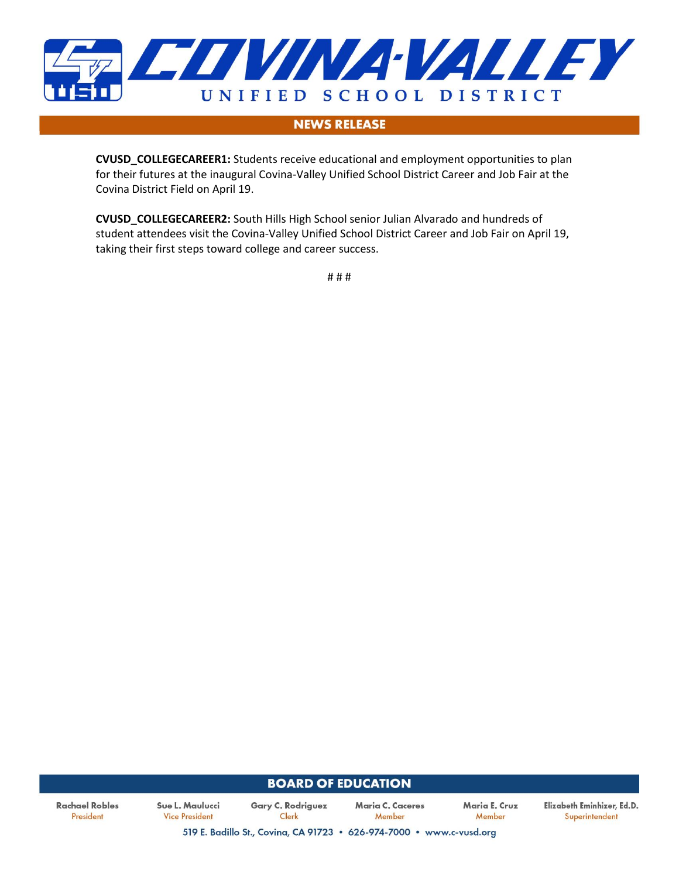# COVINA-VALLEY

UNIFIED SCHOOL DISTRICT

## NEWS RELEASE

**CVUSD_COLLEGECAREER1:** Students receive educational and employment opportunities to plan for their futures at the inaugural Covina-Valley Unified School District Career and Job Fair at the Covina District Field on April 19.

**CVUSD_COLLEGECAREER2:** South Hills High School senior Julian Alvarado and hundreds of student attendees visit the Covina-Valley Unified School District Career and Job Fair on April 19, taking their first steps toward college and career success.

# # #

## BOARD OF EDUCATION

| Rachael Robles | Sue L. Maulucci | Gary C. Rodriguez | Maria C. Caceres | Maria E. Cruz | Elizabeth Eminhizer, Ed.D. |
|---|---|---|---|---|---|
| President | Vice President | Clerk | Member | Member | Superintendent |

519 E. Badillo St., Covina, CA 91723 • 626-974-7000 • www.c-vusd.org